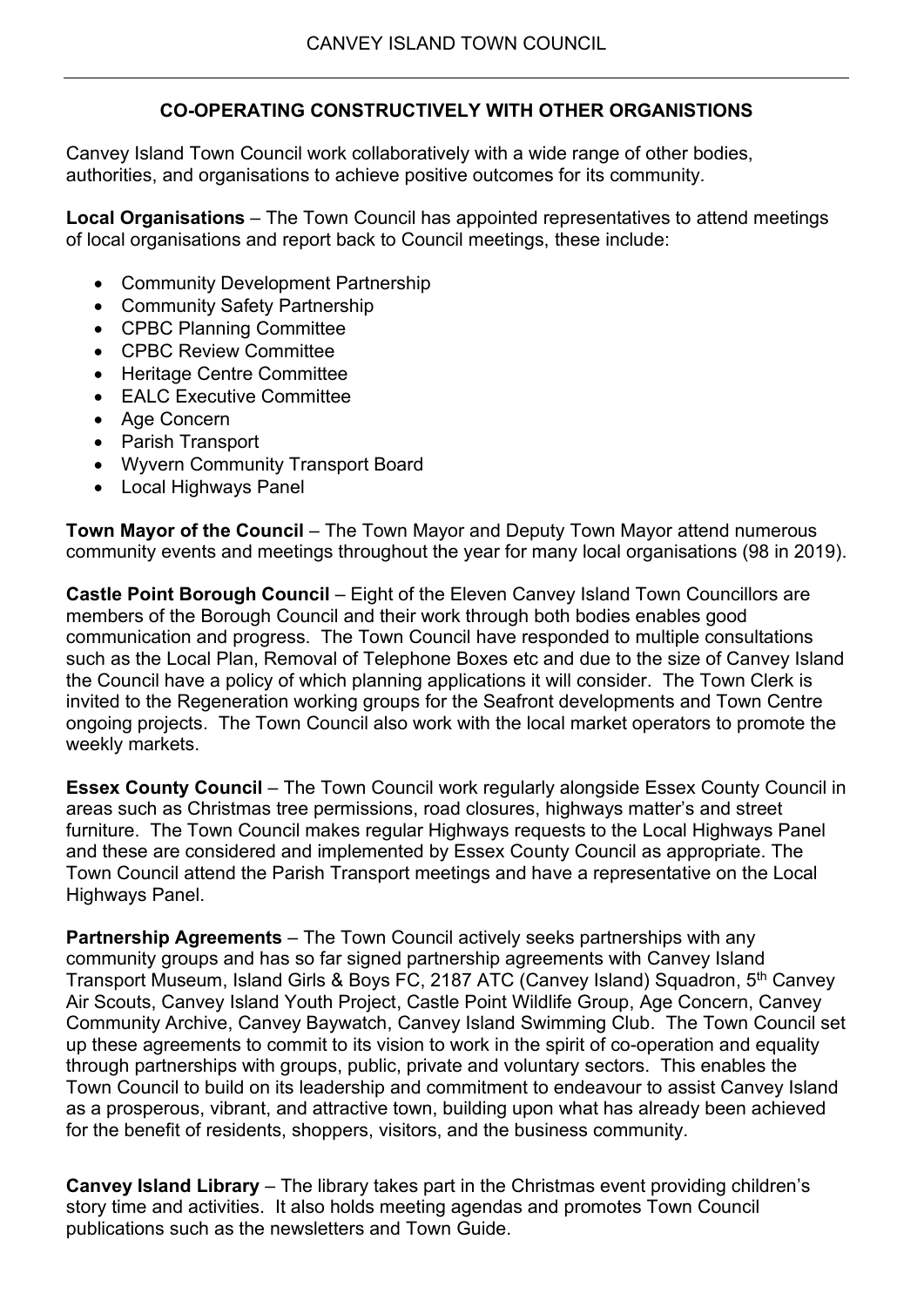# CANVEY ISLAND TOWN COUNCIL

## CO-OPERATING CONSTRUCTIVELY WITH OTHER ORGANISTIONS

Canvey Island Town Council work collaboratively with a wide range of other bodies, authorities, and organisations to achieve positive outcomes for its community.

**Local Organisations** – The Town Council has appointed representatives to attend meetings of local organisations and report back to Council meetings, these include:

- Community Development Partnership
- Community Safety Partnership
- CPBC Planning Committee
- CPBC Review Committee
- Heritage Centre Committee
- EALC Executive Committee
- Age Concern
- Parish Transport
- Wyvern Community Transport Board
- Local Highways Panel

**Town Mayor of the Council** – The Town Mayor and Deputy Town Mayor attend numerous community events and meetings throughout the year for many local organisations (98 in 2019).

**Castle Point Borough Council** – Eight of the Eleven Canvey Island Town Councillors are members of the Borough Council and their work through both bodies enables good communication and progress. The Town Council have responded to multiple consultations such as the Local Plan, Removal of Telephone Boxes etc and due to the size of Canvey Island the Council have a policy of which planning applications it will consider. The Town Clerk is invited to the Regeneration working groups for the Seafront developments and Town Centre ongoing projects. The Town Council also work with the local market operators to promote the weekly markets.

**Essex County Council** – The Town Council work regularly alongside Essex County Council in areas such as Christmas tree permissions, road closures, highways matter's and street furniture. The Town Council makes regular Highways requests to the Local Highways Panel and these are considered and implemented by Essex County Council as appropriate. The Town Council attend the Parish Transport meetings and have a representative on the Local Highways Panel.

**Partnership Agreements** – The Town Council actively seeks partnerships with any community groups and has so far signed partnership agreements with Canvey Island Transport Museum, Island Girls & Boys FC, 2187 ATC (Canvey Island) Squadron, 5th Canvey Air Scouts, Canvey Island Youth Project, Castle Point Wildlife Group, Age Concern, Canvey Community Archive, Canvey Baywatch, Canvey Island Swimming Club. The Town Council set up these agreements to commit to its vision to work in the spirit of co-operation and equality through partnerships with groups, public, private and voluntary sectors. This enables the Town Council to build on its leadership and commitment to endeavour to assist Canvey Island as a prosperous, vibrant, and attractive town, building upon what has already been achieved for the benefit of residents, shoppers, visitors, and the business community.

**Canvey Island Library** – The library takes part in the Christmas event providing children's story time and activities. It also holds meeting agendas and promotes Town Council publications such as the newsletters and Town Guide.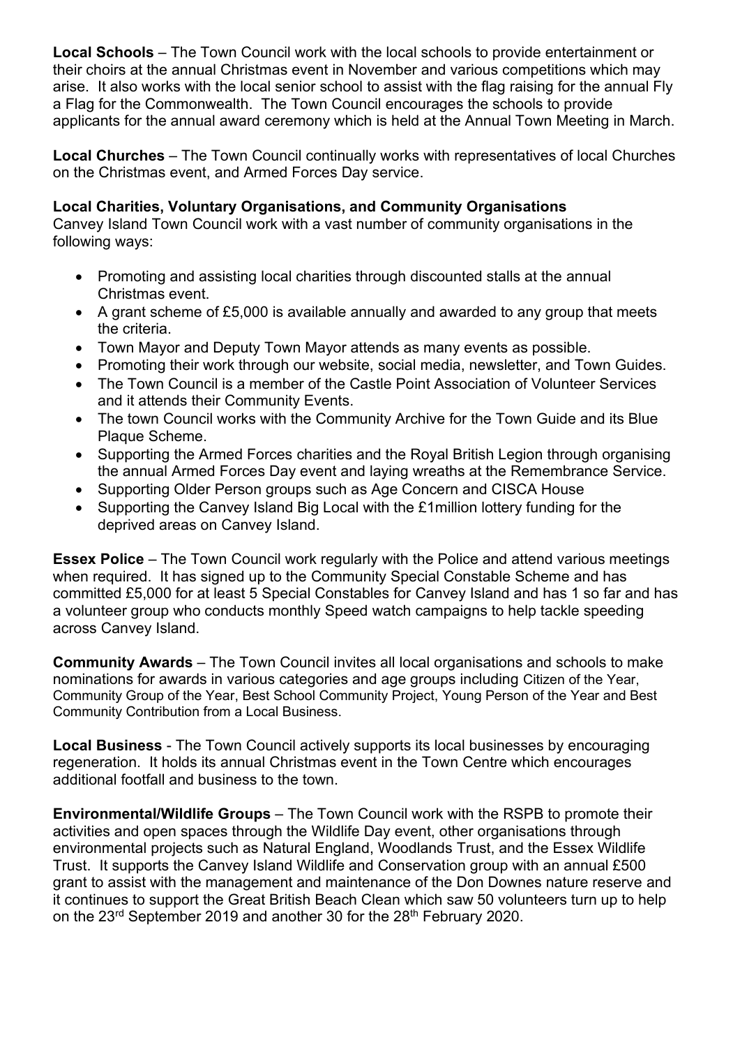**Local Schools** – The Town Council work with the local schools to provide entertainment or their choirs at the annual Christmas event in November and various competitions which may arise. It also works with the local senior school to assist with the flag raising for the annual Fly a Flag for the Commonwealth. The Town Council encourages the schools to provide applicants for the annual award ceremony which is held at the Annual Town Meeting in March.

**Local Churches** – The Town Council continually works with representatives of local Churches on the Christmas event, and Armed Forces Day service.

**Local Charities, Voluntary Organisations, and Community Organisations**
Canvey Island Town Council work with a vast number of community organisations in the following ways:

- Promoting and assisting local charities through discounted stalls at the annual Christmas event.
- A grant scheme of £5,000 is available annually and awarded to any group that meets the criteria.
- Town Mayor and Deputy Town Mayor attends as many events as possible.
- Promoting their work through our website, social media, newsletter, and Town Guides.
- The Town Council is a member of the Castle Point Association of Volunteer Services and it attends their Community Events.
- The town Council works with the Community Archive for the Town Guide and its Blue Plaque Scheme.
- Supporting the Armed Forces charities and the Royal British Legion through organising the annual Armed Forces Day event and laying wreaths at the Remembrance Service.
- Supporting Older Person groups such as Age Concern and CISCA House
- Supporting the Canvey Island Big Local with the £1million lottery funding for the deprived areas on Canvey Island.

**Essex Police** – The Town Council work regularly with the Police and attend various meetings when required. It has signed up to the Community Special Constable Scheme and has committed £5,000 for at least 5 Special Constables for Canvey Island and has 1 so far and has a volunteer group who conducts monthly Speed watch campaigns to help tackle speeding across Canvey Island.

**Community Awards** – The Town Council invites all local organisations and schools to make nominations for awards in various categories and age groups including Citizen of the Year, Community Group of the Year, Best School Community Project, Young Person of the Year and Best Community Contribution from a Local Business.

**Local Business** - The Town Council actively supports its local businesses by encouraging regeneration. It holds its annual Christmas event in the Town Centre which encourages additional footfall and business to the town.

**Environmental/Wildlife Groups** – The Town Council work with the RSPB to promote their activities and open spaces through the Wildlife Day event, other organisations through environmental projects such as Natural England, Woodlands Trust, and the Essex Wildlife Trust. It supports the Canvey Island Wildlife and Conservation group with an annual £500 grant to assist with the management and maintenance of the Don Downes nature reserve and it continues to support the Great British Beach Clean which saw 50 volunteers turn up to help on the 23rd September 2019 and another 30 for the 28th February 2020.